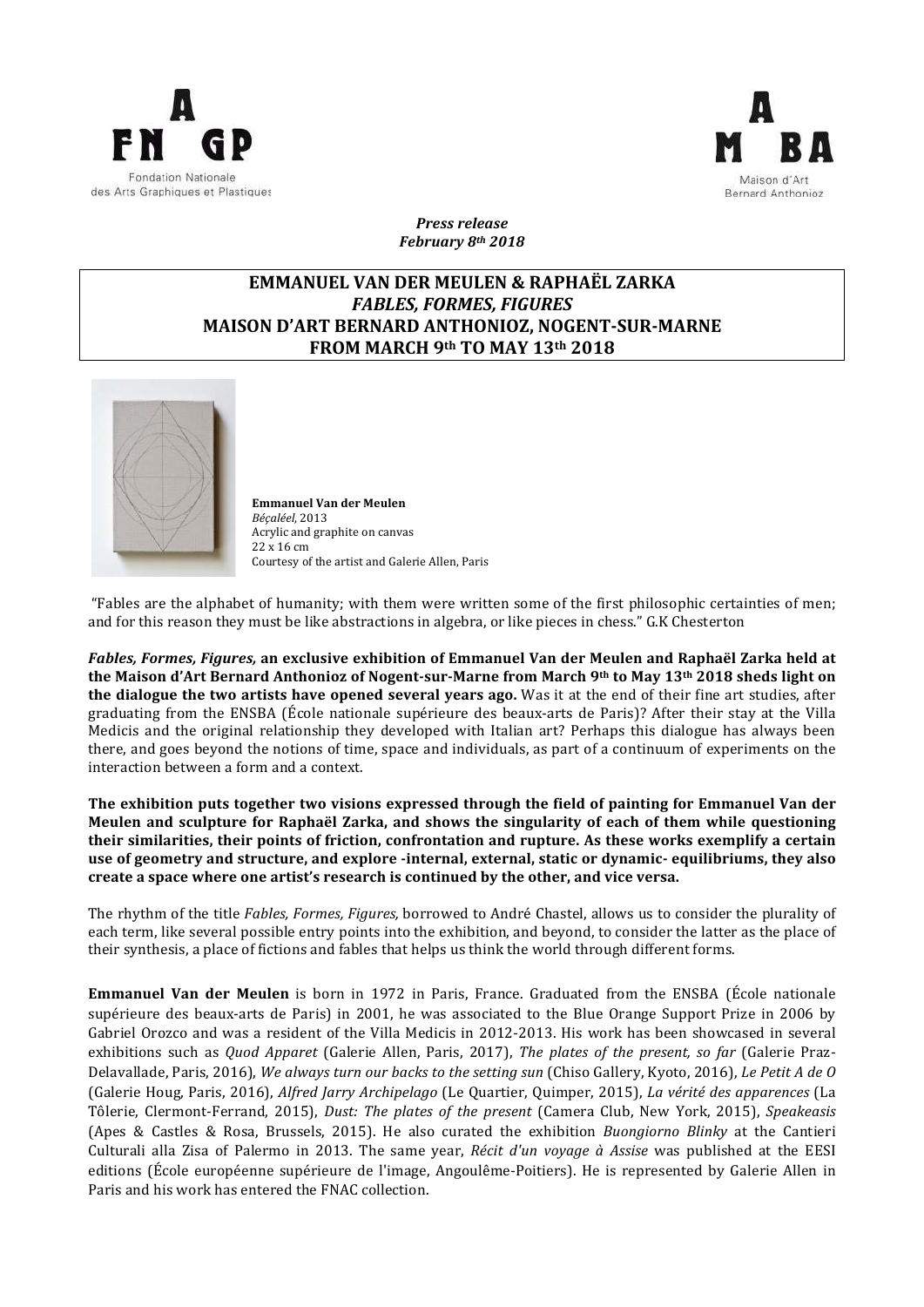Fondation Nationale des Arts Graphiques et Plastiques

Maison d'Art Bernard Anthonioz

***Press release***
***February 8th 2018***

**EMMANUEL VAN DER MEULEN & RAPHAËL ZARKA**
***FABLES, FORMES, FIGURES***
**MAISON D'ART BERNARD ANTHONIOZ, NOGENT-SUR-MARNE**
**FROM MARCH 9th TO MAY 13th 2018**

**Emmanuel Van der Meulen**
*Béçaléel*, 2013
Acrylic and graphite on canvas
22 x 16 cm
Courtesy of the artist and Galerie Allen, Paris

"Fables are the alphabet of humanity; with them were written some of the first philosophic certainties of men; and for this reason they must be like abstractions in algebra, or like pieces in chess." G.K Chesterton

***Fables, Formes, Figures,* an exclusive exhibition of Emmanuel Van der Meulen and Raphaël Zarka held at the Maison d'Art Bernard Anthonioz of Nogent-sur-Marne from March 9th to May 13th 2018 sheds light on the dialogue the two artists have opened several years ago.** Was it at the end of their fine art studies, after graduating from the ENSBA (École nationale supérieure des beaux-arts de Paris)? After their stay at the Villa Medicis and the original relationship they developed with Italian art? Perhaps this dialogue has always been there, and goes beyond the notions of time, space and individuals, as part of a continuum of experiments on the interaction between a form and a context.

**The exhibition puts together two visions expressed through the field of painting for Emmanuel Van der Meulen and sculpture for Raphaël Zarka, and shows the singularity of each of them while questioning their similarities, their points of friction, confrontation and rupture. As these works exemplify a certain use of geometry and structure, and explore -internal, external, static or dynamic- equilibriums, they also create a space where one artist's research is continued by the other, and vice versa.**

The rhythm of the title *Fables, Formes, Figures,* borrowed to André Chastel, allows us to consider the plurality of each term, like several possible entry points into the exhibition, and beyond, to consider the latter as the place of their synthesis, a place of fictions and fables that helps us think the world through different forms.

**Emmanuel Van der Meulen** is born in 1972 in Paris, France. Graduated from the ENSBA (École nationale supérieure des beaux-arts de Paris) in 2001, he was associated to the Blue Orange Support Prize in 2006 by Gabriel Orozco and was a resident of the Villa Medicis in 2012-2013. His work has been showcased in several exhibitions such as *Quod Apparet* (Galerie Allen, Paris, 2017), *The plates of the present, so far* (Galerie Praz-Delavallade, Paris, 2016), *We always turn our backs to the setting sun* (Chiso Gallery, Kyoto, 2016), *Le Petit A de O* (Galerie Houg, Paris, 2016), *Alfred Jarry Archipelago* (Le Quartier, Quimper, 2015), *La vérité des apparences* (La Tôlerie, Clermont-Ferrand, 2015), *Dust: The plates of the present* (Camera Club, New York, 2015), *Speakeasis* (Apes & Castles & Rosa, Brussels, 2015). He also curated the exhibition *Buongiorno Blinky* at the Cantieri Culturali alla Zisa of Palermo in 2013. The same year, *Récit d'un voyage à Assise* was published at the EESI editions (École européenne supérieure de l'image, Angoulême-Poitiers). He is represented by Galerie Allen in Paris and his work has entered the FNAC collection.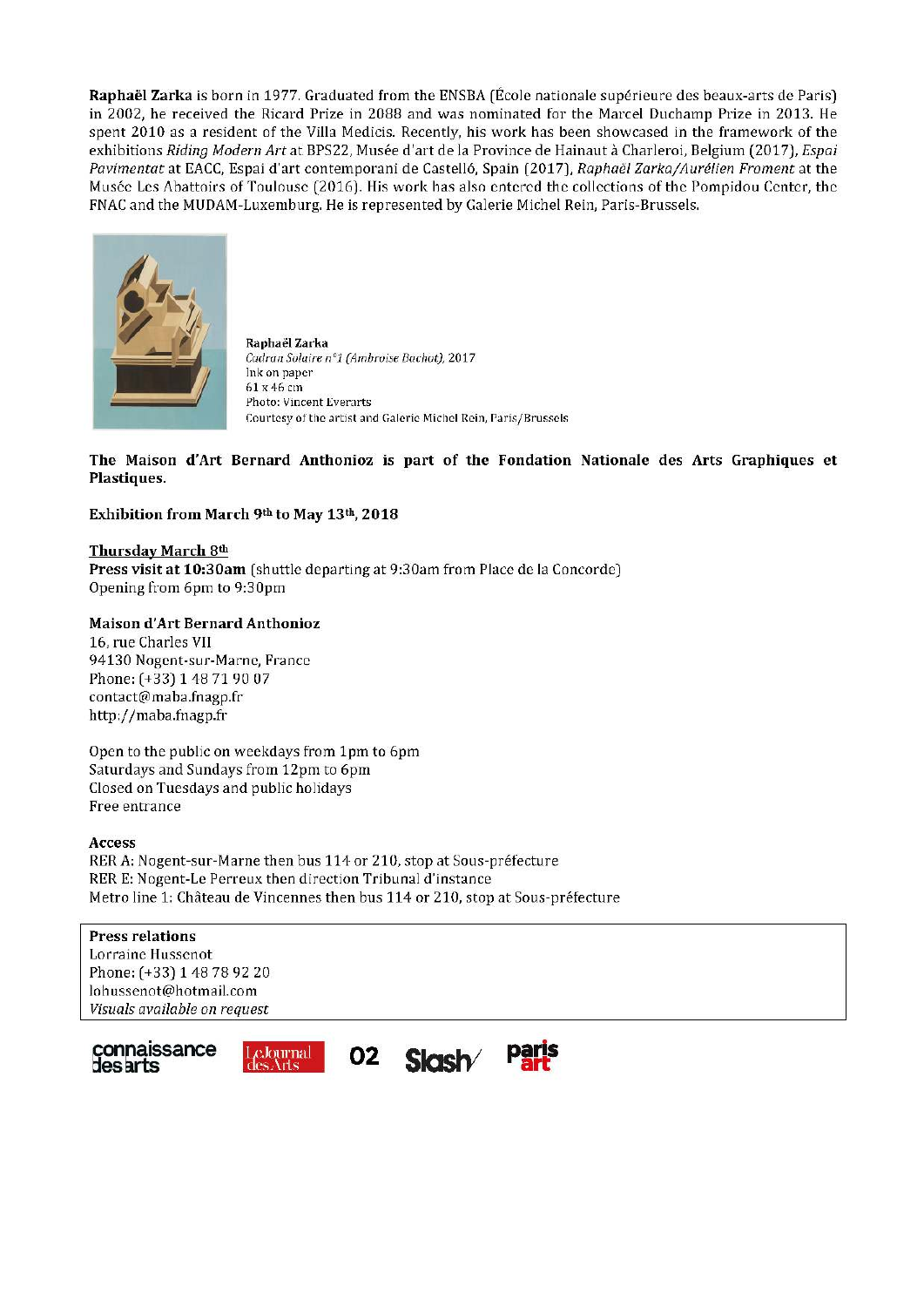**Raphaël Zarka** is born in 1977. Graduated from the ENSBA (École nationale supérieure des beaux-arts de Paris) in 2002, he received the Ricard Prize in 2088 and was nominated for the Marcel Duchamp Prize in 2013. He spent 2010 as a resident of the Villa Medicis. Recently, his work has been showcased in the framework of the exhibitions *Riding Modern Art* at BPS22, Musée d'art de la Province de Hainaut à Charleroi, Belgium (2017), *Espai Pavimentat* at EACC, Espai d'art contemporani de Castelló, Spain (2017), *Raphaël Zarka/Aurélien Froment* at the Musée Les Abattoirs of Toulouse (2016). His work has also entered the collections of the Pompidou Center, the FNAC and the MUDAM-Luxemburg. He is represented by Galerie Michel Rein, Paris-Brussels.

Raphaël Zarka
*Cadran Solaire n°1 (Ambroise Bachot)*, 2017
Ink on paper
61 x 46 cm
Photo: Vincent Everarts
Courtesy of the artist and Galerie Michel Rein, Paris/Brussels

**The Maison d'Art Bernard Anthonioz is part of the Fondation Nationale des Arts Graphiques et Plastiques.**

**Exhibition from March 9th to May 13th, 2018**

**Thursday March 8th**
**Press visit at 10:30am** (shuttle departing at 9:30am from Place de la Concorde)
Opening from 6pm to 9:30pm

**Maison d'Art Bernard Anthonioz**
16, rue Charles VII
94130 Nogent-sur-Marne, France
Phone: (+33) 1 48 71 90 07
contact@maba.fnagp.fr
http://maba.fnagp.fr

Open to the public on weekdays from 1pm to 6pm
Saturdays and Sundays from 12pm to 6pm
Closed on Tuesdays and public holidays
Free entrance

**Access**
RER A: Nogent-sur-Marne then bus 114 or 210, stop at Sous-préfecture
RER E: Nogent-Le Perreux then direction Tribunal d'instance
Metro line 1: Château de Vincennes then bus 114 or 210, stop at Sous-préfecture

**Press relations**
Lorraine Hussenot
Phone: (+33) 1 48 78 92 20
lohussenot@hotmail.com
*Visuals available on request*

connaissance des arts · Le Journal des Arts · 02 · Slash · paris art